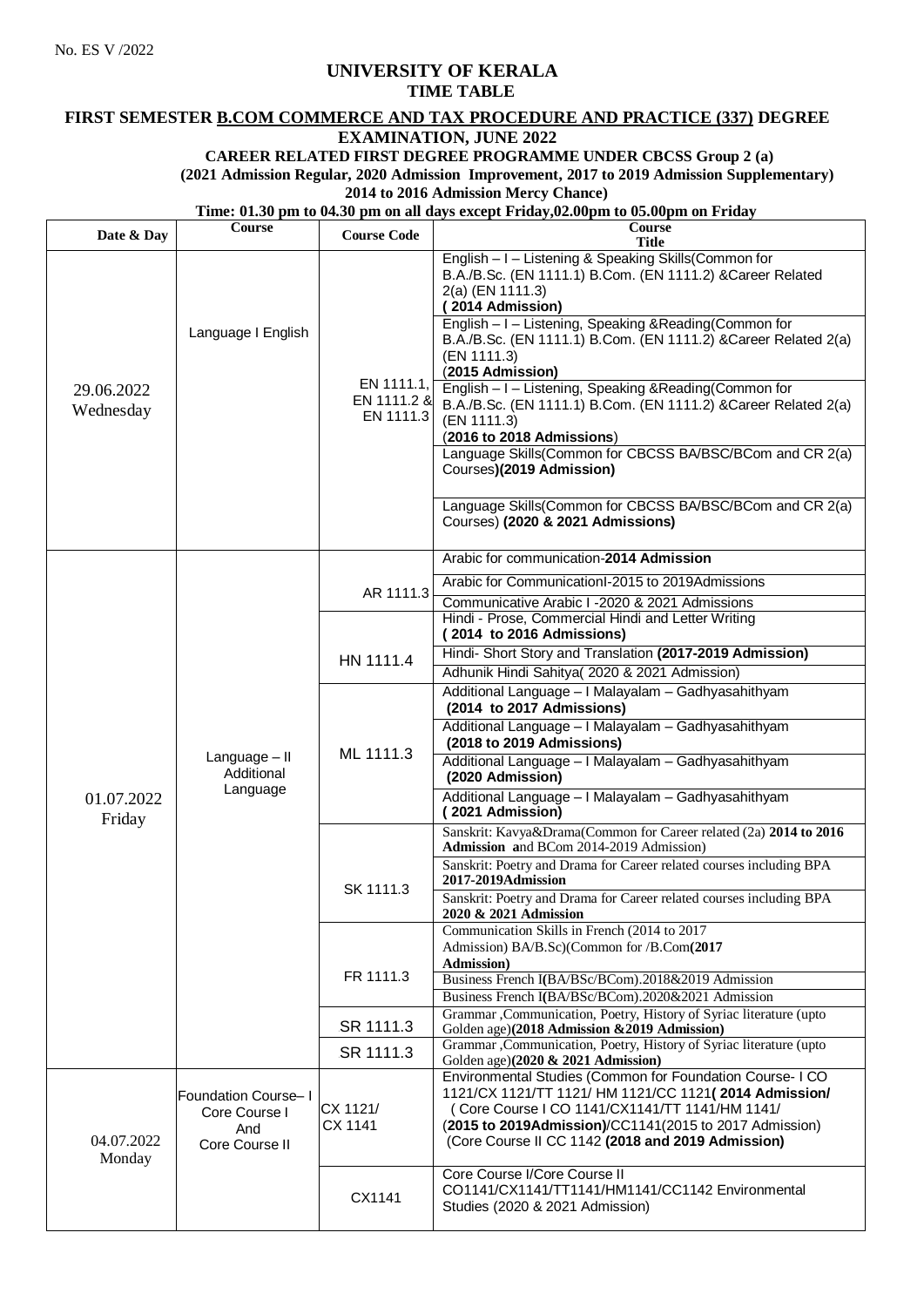No. ES V /2022

# UNIVERSITY OF KERALA

## TIME TABLE

### FIRST SEMESTER B.COM COMMERCE AND TAX PROCEDURE AND PRACTICE (337) DEGREE EXAMINATION, JUNE 2022

**CAREER RELATED FIRST DEGREE PROGRAMME UNDER CBCSS Group 2 (a)**

**(2021 Admission Regular, 2020 Admission Improvement, 2017 to 2019 Admission Supplementary)**

**2014 to 2016 Admission Mercy Chance)**

**Time: 01.30 pm to 04.30 pm on all days except Friday,02.00pm to 05.00pm on Friday**

| Date & Day | Course | Course Code | Course Title |
|---|---|---|---|
| 29.06.2022 Wednesday | Language I English | EN 1111.1, EN 1111.2 & EN 1111.3 | English – I – Listening & Speaking Skills(Common for B.A./B.Sc. (EN 1111.1) B.Com. (EN 1111.2) &Career Related 2(a) (EN 1111.3) **( 2014 Admission)** |
| | | | English – I – Listening, Speaking &Reading(Common for B.A./B.Sc. (EN 1111.1) B.Com. (EN 1111.2) &Career Related 2(a) (EN 1111.3) (**2015 Admission)** |
| | | | English – I – Listening, Speaking &Reading(Common for B.A./B.Sc. (EN 1111.1) B.Com. (EN 1111.2) &Career Related 2(a) (EN 1111.3) (**2016 to 2018 Admissions**) |
| | | | Language Skills(Common for CBCSS BA/BSC/BCom and CR 2(a) Courses**)(2019 Admission)** |
| | | | Language Skills(Common for CBCSS BA/BSC/BCom and CR 2(a) Courses) **(2020 & 2021 Admissions)** |
| 01.07.2022 Friday | Language – II Additional Language | AR 1111.3 | Arabic for communication-**2014 Admission** |
| | | | Arabic for CommunicationI-2015 to 2019Admissions |
| | | | Communicative Arabic I -2020 & 2021 Admissions |
| | | HN 1111.4 | Hindi - Prose, Commercial Hindi and Letter Writing **( 2014 to 2016 Admissions)** |
| | | | Hindi- Short Story and Translation **(2017-2019 Admission)** |
| | | | Adhunik Hindi Sahitya( 2020 & 2021 Admission) |
| | | ML 1111.3 | Additional Language – I Malayalam – Gadhyasahithyam **(2014 to 2017 Admissions)** |
| | | | Additional Language – I Malayalam – Gadhyasahithyam **(2018 to 2019 Admissions)** |
| | | | Additional Language – I Malayalam – Gadhyasahithyam **(2020 Admission)** |
| | | | Additional Language – I Malayalam – Gadhyasahithyam **( 2021 Admission)** |
| | | SK 1111.3 | Sanskrit: Kavya&Drama(Common for Career related (2a) **2014 to 2016 Admission a**nd BCom 2014-2019 Admission) |
| | | | Sanskrit: Poetry and Drama for Career related courses including BPA **2017-2019Admission** |
| | | | Sanskrit: Poetry and Drama for Career related courses including BPA **2020 & 2021 Admission** |
| | | FR 1111.3 | Communication Skills in French (2014 to 2017 Admission) BA/B.Sc)(Common for /B.Com**(2017 Admission)** |
| | | | Business French I(BA/BSc/BCom).2018&2019 Admission |
| | | | Business French I(BA/BSc/BCom).2020&2021 Admission |
| | | SR 1111.3 | Grammar ,Communication, Poetry, History of Syriac literature (upto Golden age)**(2018 Admission &2019 Admission)** |
| | | SR 1111.3 | Grammar ,Communication, Poetry, History of Syriac literature (upto Golden age)**(2020 & 2021 Admission)** |
| 04.07.2022 Monday | Foundation Course– I Core Course I And Core Course II | CX 1121/ CX 1141 | Environmental Studies (Common for Foundation Course- I CO 1121/CX 1121/TT 1121/ HM 1121/CC 1121**( 2014 Admission/** ( Core Course I CO 1141/CX1141/TT 1141/HM 1141/ (**2015 to 2019Admission)**/CC1141(2015 to 2017 Admission) (Core Course II CC 1142 **(2018 and 2019 Admission)** |
| | | CX1141 | Core Course I/Core Course II CO1141/CX1141/TT1141/HM1141/CC1142 Environmental Studies (2020 & 2021 Admission) |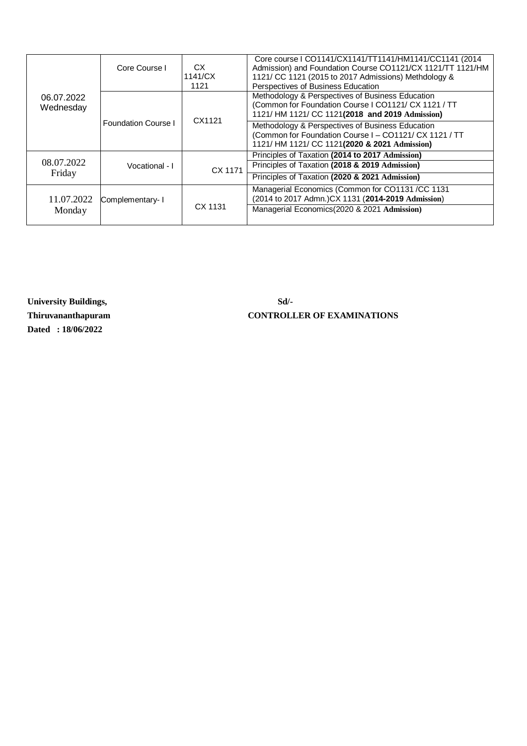| | | | |
|---|---|---|---|
| 06.07.2022 Wednesday | Core Course I | CX 1141/CX 1121 | Core course I CO1141/CX1141/TT1141/HM1141/CC1141 (2014 Admission) and Foundation Course CO1121/CX 1121/TT 1121/HM 1121/ CC 1121 (2015 to 2017 Admissions) Methdology & Perspectives of Business Education |
| | Foundation Course I | CX1121 | Methodology & Perspectives of Business Education (Common for Foundation Course I CO1121/ CX 1121 / TT 1121/ HM 1121/ CC 1121**(2018 and 2019 Admission)** |
| | | | Methodology & Perspectives of Business Education (Common for Foundation Course I – CO1121/ CX 1121 / TT 1121/ HM 1121/ CC 1121**(2020 & 2021 Admission)** |
| 08.07.2022 Friday | Vocational - I | CX 1171 | Principles of Taxation **(2014 to 2017 Admission)** |
| | | | Principles of Taxation **(2018 & 2019 Admission)** |
| | | | Principles of Taxation **(2020 & 2021 Admission)** |
| 11.07.2022 Monday | Complementary- I | CX 1131 | Managerial Economics (Common for CO1131 /CC 1131 (2014 to 2017 Admn.)CX 1131 (**2014-2019 Admission**) |
| | | | Managerial Economics(2020 & 2021 **Admission)** |

**University Buildings,**

**Thiruvananthapuram**

**Dated : 18/06/2022**

**Sd/-**

**CONTROLLER OF EXAMINATIONS**